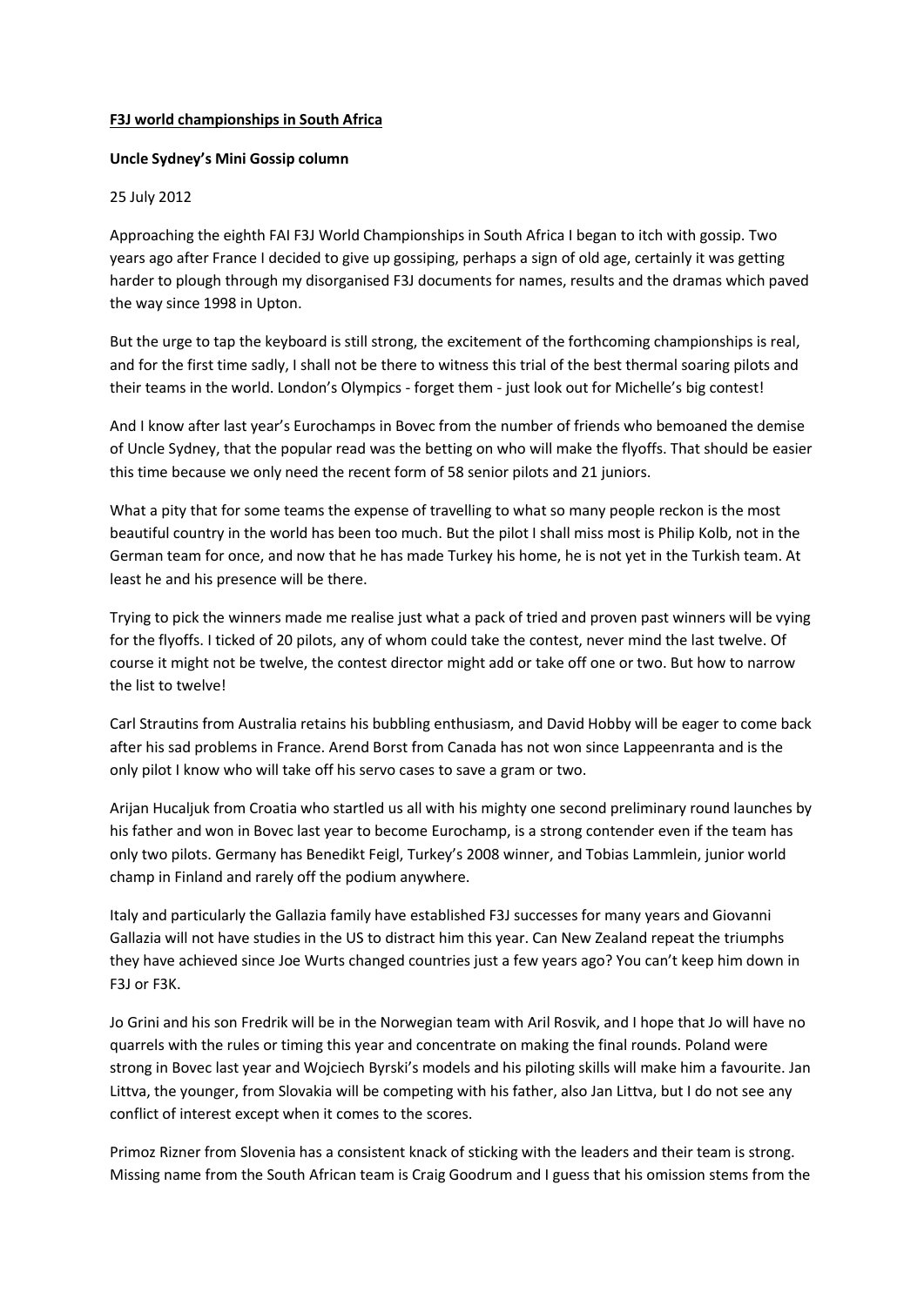**F3J world championships in South Africa**

**Uncle Sydney's Mini Gossip column**

25 July 2012

Approaching the eighth FAI F3J World Championships in South Africa I began to itch with gossip. Two years ago after France I decided to give up gossiping, perhaps a sign of old age, certainly it was getting harder to plough through my disorganised F3J documents for names, results and the dramas which paved the way since 1998 in Upton.

But the urge to tap the keyboard is still strong, the excitement of the forthcoming championships is real, and for the first time sadly, I shall not be there to witness this trial of the best thermal soaring pilots and their teams in the world. London's Olympics - forget them - just look out for Michelle's big contest!

And I know after last year's Eurochamps in Bovec from the number of friends who bemoaned the demise of Uncle Sydney, that the popular read was the betting on who will make the flyoffs. That should be easier this time because we only need the recent form of 58 senior pilots and 21 juniors.

What a pity that for some teams the expense of travelling to what so many people reckon is the most beautiful country in the world has been too much. But the pilot I shall miss most is Philip Kolb, not in the German team for once, and now that he has made Turkey his home, he is not yet in the Turkish team. At least he and his presence will be there.

Trying to pick the winners made me realise just what a pack of tried and proven past winners will be vying for the flyoffs. I ticked of 20 pilots, any of whom could take the contest, never mind the last twelve. Of course it might not be twelve, the contest director might add or take off one or two. But how to narrow the list to twelve!

Carl Strautins from Australia retains his bubbling enthusiasm, and David Hobby will be eager to come back after his sad problems in France. Arend Borst from Canada has not won since Lappeenranta and is the only pilot I know who will take off his servo cases to save a gram or two.

Arijan Hucaljuk from Croatia who startled us all with his mighty one second preliminary round launches by his father and won in Bovec last year to become Eurochamp, is a strong contender even if the team has only two pilots. Germany has Benedikt Feigl, Turkey's 2008 winner, and Tobias Lammlein, junior world champ in Finland and rarely off the podium anywhere.

Italy and particularly the Gallazia family have established F3J successes for many years and Giovanni Gallazia will not have studies in the US to distract him this year. Can New Zealand repeat the triumphs they have achieved since Joe Wurts changed countries just a few years ago? You can't keep him down in F3J or F3K.

Jo Grini and his son Fredrik will be in the Norwegian team with Aril Rosvik, and I hope that Jo will have no quarrels with the rules or timing this year and concentrate on making the final rounds. Poland were strong in Bovec last year and Wojciech Byrski's models and his piloting skills will make him a favourite. Jan Littva, the younger, from Slovakia will be competing with his father, also Jan Littva, but I do not see any conflict of interest except when it comes to the scores.

Primoz Rizner from Slovenia has a consistent knack of sticking with the leaders and their team is strong. Missing name from the South African team is Craig Goodrum and I guess that his omission stems from the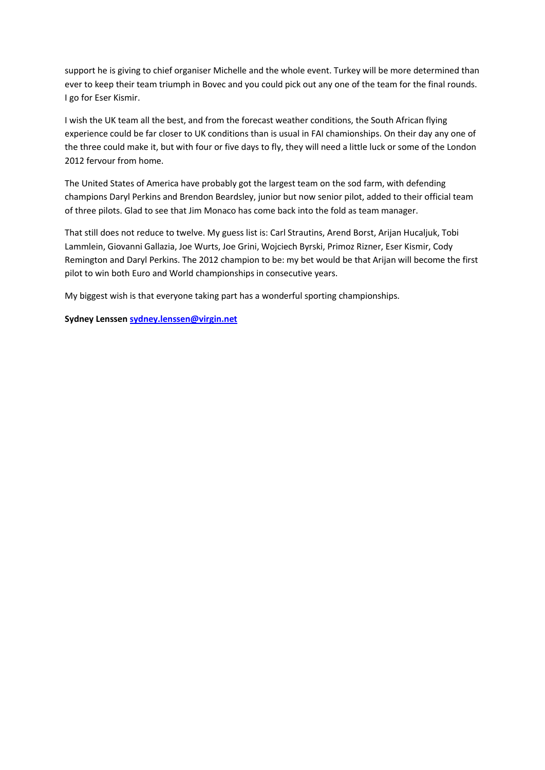support he is giving to chief organiser Michelle and the whole event. Turkey will be more determined than ever to keep their team triumph in Bovec and you could pick out any one of the team for the final rounds. I go for Eser Kismir.

I wish the UK team all the best, and from the forecast weather conditions, the South African flying experience could be far closer to UK conditions than is usual in FAI chamionships. On their day any one of the three could make it, but with four or five days to fly, they will need a little luck or some of the London 2012 fervour from home.

The United States of America have probably got the largest team on the sod farm, with defending champions Daryl Perkins and Brendon Beardsley, junior but now senior pilot, added to their official team of three pilots. Glad to see that Jim Monaco has come back into the fold as team manager.

That still does not reduce to twelve. My guess list is: Carl Strautins, Arend Borst, Arijan Hucaljuk, Tobi Lammlein, Giovanni Gallazia, Joe Wurts, Joe Grini, Wojciech Byrski, Primoz Rizner, Eser Kismir, Cody Remington and Daryl Perkins. The 2012 champion to be: my bet would be that Arijan will become the first pilot to win both Euro and World championships in consecutive years.

My biggest wish is that everyone taking part has a wonderful sporting championships.

**Sydney Lenssen** sydney.lenssen@virgin.net